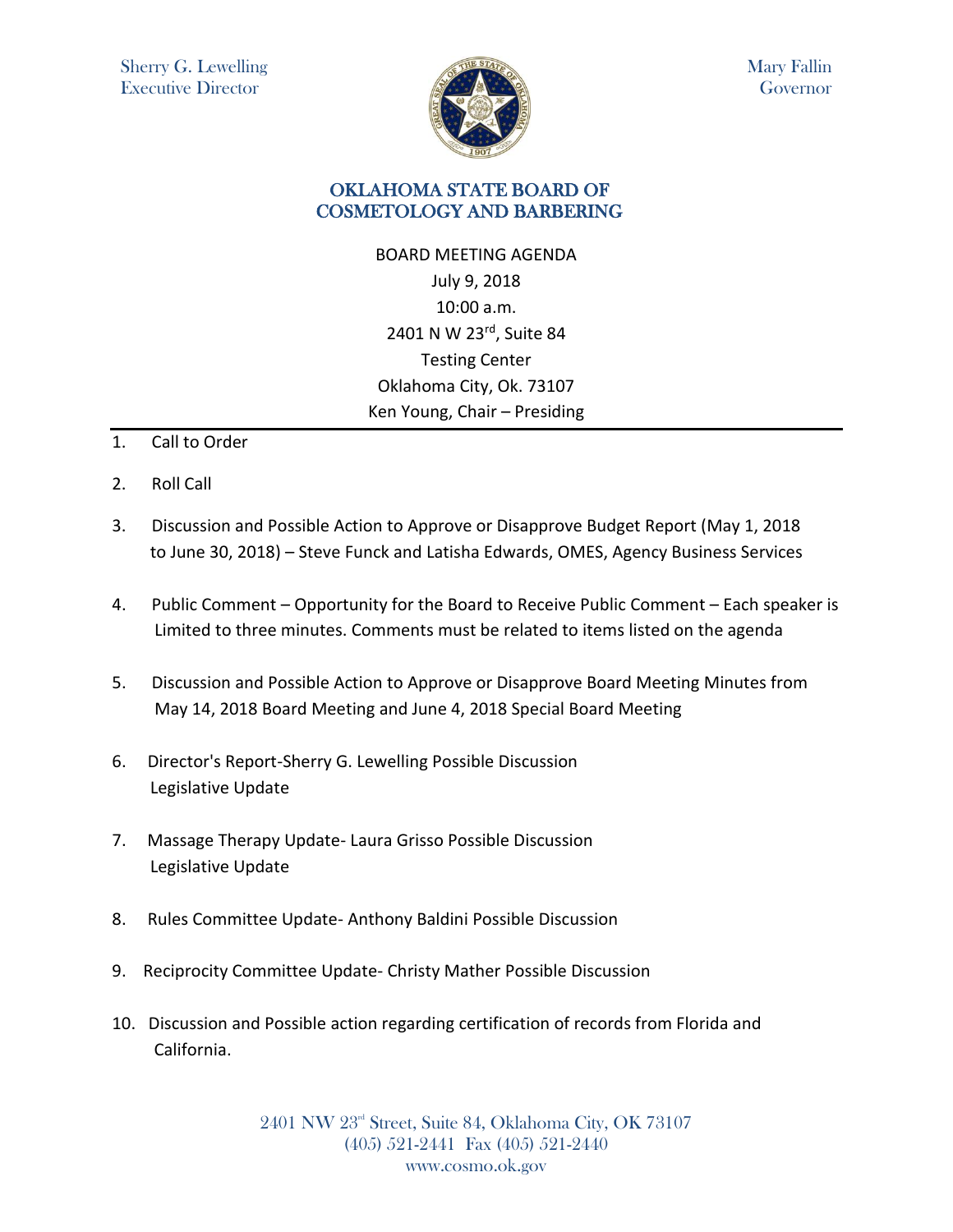Sherry G. Lewelling
Executive Director

Mary Fallin
Governor

# OKLAHOMA STATE BOARD OF COSMETOLOGY AND BARBERING

BOARD MEETING AGENDA
July 9, 2018
10:00 a.m.
2401 N W 23rd, Suite 84
Testing Center
Oklahoma City, Ok. 73107
Ken Young, Chair – Presiding

---

1. Call to Order

2. Roll Call

3. Discussion and Possible Action to Approve or Disapprove Budget Report (May 1, 2018 to June 30, 2018) – Steve Funck and Latisha Edwards, OMES, Agency Business Services

4. Public Comment – Opportunity for the Board to Receive Public Comment – Each speaker is Limited to three minutes. Comments must be related to items listed on the agenda

5. Discussion and Possible Action to Approve or Disapprove Board Meeting Minutes from May 14, 2018 Board Meeting and June 4, 2018 Special Board Meeting

6. Director's Report-Sherry G. Lewelling Possible Discussion
   Legislative Update

7. Massage Therapy Update- Laura Grisso Possible Discussion
   Legislative Update

8. Rules Committee Update- Anthony Baldini Possible Discussion

9. Reciprocity Committee Update- Christy Mather Possible Discussion

10. Discussion and Possible action regarding certification of records from Florida and California.

2401 NW 23rd Street, Suite 84, Oklahoma City, OK 73107
(405) 521-2441 Fax (405) 521-2440
www.cosmo.ok.gov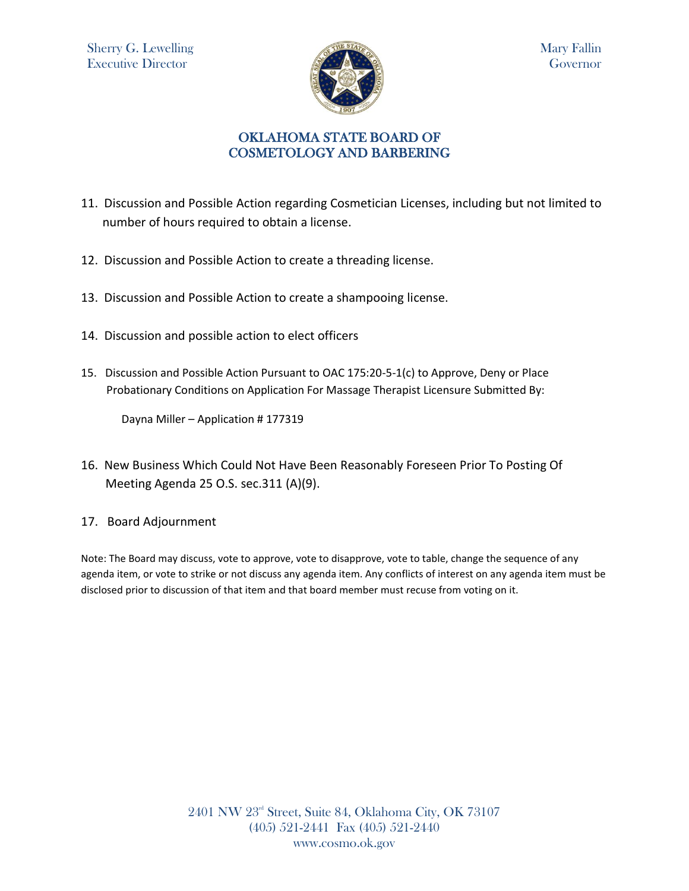Sherry G. Lewelling
Executive Director

Mary Fallin
Governor

## OKLAHOMA STATE BOARD OF COSMETOLOGY AND BARBERING

11. Discussion and Possible Action regarding Cosmetician Licenses, including but not limited to number of hours required to obtain a license.

12. Discussion and Possible Action to create a threading license.

13. Discussion and Possible Action to create a shampooing license.

14. Discussion and possible action to elect officers

15. Discussion and Possible Action Pursuant to OAC 175:20-5-1(c) to Approve, Deny or Place Probationary Conditions on Application For Massage Therapist Licensure Submitted By:

    Dayna Miller – Application # 177319

16. New Business Which Could Not Have Been Reasonably Foreseen Prior To Posting Of Meeting Agenda 25 O.S. sec.311 (A)(9).

17. Board Adjournment

Note: The Board may discuss, vote to approve, vote to disapprove, vote to table, change the sequence of any agenda item, or vote to strike or not discuss any agenda item. Any conflicts of interest on any agenda item must be disclosed prior to discussion of that item and that board member must recuse from voting on it.

2401 NW 23rd Street, Suite 84, Oklahoma City, OK 73107
(405) 521-2441 Fax (405) 521-2440
www.cosmo.ok.gov